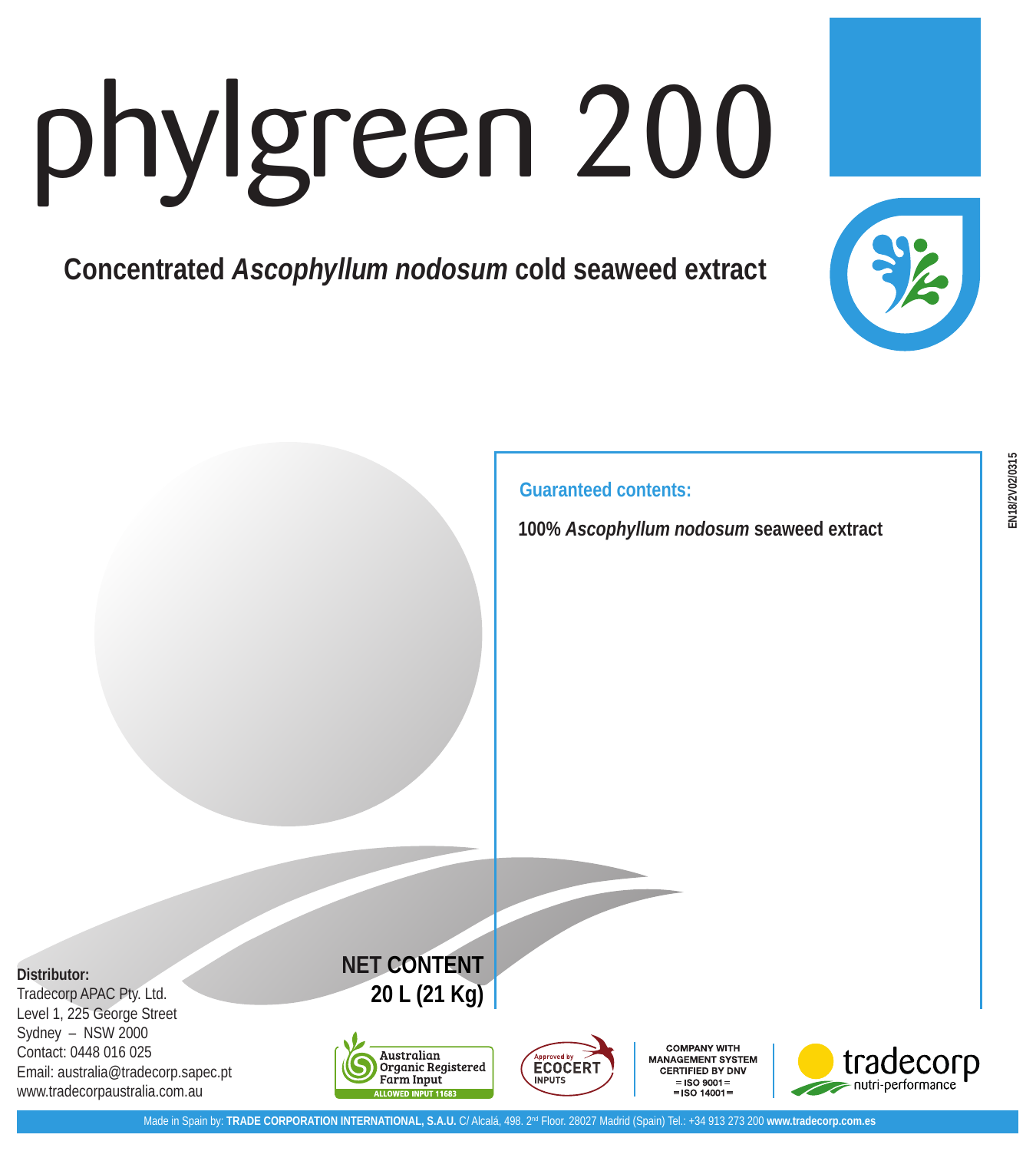# phylgreen 200

**Concentrated *Ascophyllum nodosum* cold seaweed extract**

EN18/2V02/0315

**Guaranteed contents:**

**100% *Ascophyllum nodosum* seaweed extract**

**NET CONTENT**
**20 L (21 Kg)**

**Distributor:**
Tradecorp APAC Pty. Ltd.
Level 1, 225 George Street
Sydney – NSW 2000
Contact: 0448 016 025
Email: australia@tradecorp.sapec.pt
www.tradecorpaustralia.com.au

Australian Organic Registered Farm Input
ALLOWED INPUT 11683

Approved by ECOCERT INPUTS

COMPANY WITH MANAGEMENT SYSTEM CERTIFIED BY DNV
= ISO 9001 =
= ISO 14001 =

tradecorp nutri-performance

Made in Spain by: **TRADE CORPORATION INTERNATIONAL, S.A.U.** C/ Alcalá, 498. 2nd Floor. 28027 Madrid (Spain) Tel.: +34 913 273 200 **www.tradecorp.com.es**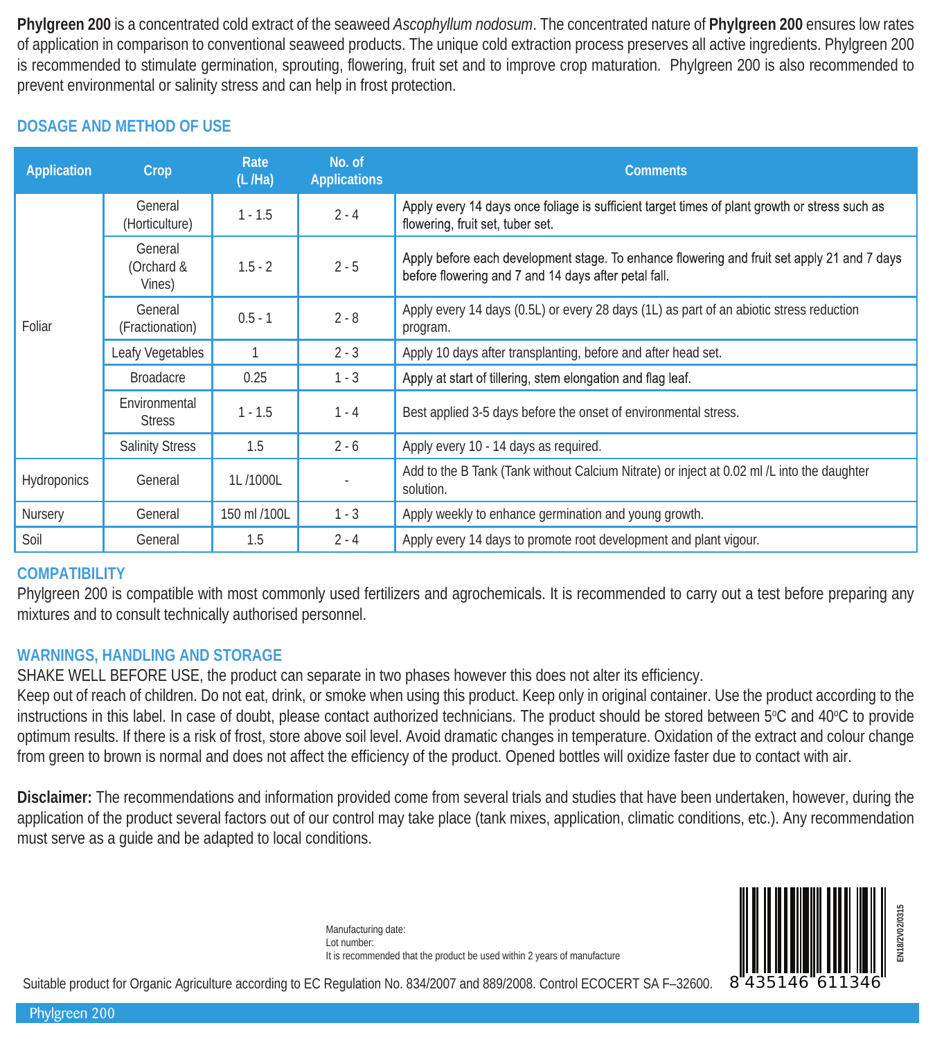**Phylgreen 200** is a concentrated cold extract of the seaweed *Ascophyllum nodosum*. The concentrated nature of **Phylgreen 200** ensures low rates of application in comparison to conventional seaweed products. The unique cold extraction process preserves all active ingredients. Phylgreen 200 is recommended to stimulate germination, sprouting, flowering, fruit set and to improve crop maturation. Phylgreen 200 is also recommended to prevent environmental or salinity stress and can help in frost protection.

## DOSAGE AND METHOD OF USE

| Application | Crop | Rate (L /Ha) | No. of Applications | Comments |
|---|---|---|---|---|
| Foliar | General (Horticulture) | 1 - 1.5 | 2 - 4 | Apply every 14 days once foliage is sufficient target times of plant growth or stress such as flowering, fruit set, tuber set. |
| | General (Orchard & Vines) | 1.5 - 2 | 2 - 5 | Apply before each development stage. To enhance flowering and fruit set apply 21 and 7 days before flowering and 7 and 14 days after petal fall. |
| | General (Fractionation) | 0.5 - 1 | 2 - 8 | Apply every 14 days (0.5L) or every 28 days (1L) as part of an abiotic stress reduction program. |
| | Leafy Vegetables | 1 | 2 - 3 | Apply 10 days after transplanting, before and after head set. |
| | Broadacre | 0.25 | 1 - 3 | Apply at start of tillering, stem elongation and flag leaf. |
| | Environmental Stress | 1 - 1.5 | 1 - 4 | Best applied 3-5 days before the onset of environmental stress. |
| | Salinity Stress | 1.5 | 2 - 6 | Apply every 10 - 14 days as required. |
| Hydroponics | General | 1L /1000L | - | Add to the B Tank (Tank without Calcium Nitrate) or inject at 0.02 ml /L into the daughter solution. |
| Nursery | General | 150 ml /100L | 1 - 3 | Apply weekly to enhance germination and young growth. |
| Soil | General | 1.5 | 2 - 4 | Apply every 14 days to promote root development and plant vigour. |

## COMPATIBILITY

Phylgreen 200 is compatible with most commonly used fertilizers and agrochemicals. It is recommended to carry out a test before preparing any mixtures and to consult technically authorised personnel.

## WARNINGS, HANDLING AND STORAGE

SHAKE WELL BEFORE USE, the product can separate in two phases however this does not alter its efficiency.
Keep out of reach of children. Do not eat, drink, or smoke when using this product. Keep only in original container. Use the product according to the instructions in this label. In case of doubt, please contact authorized technicians. The product should be stored between 5ºC and 40ºC to provide optimum results. If there is a risk of frost, store above soil level. Avoid dramatic changes in temperature. Oxidation of the extract and colour change from green to brown is normal and does not affect the efficiency of the product. Opened bottles will oxidize faster due to contact with air.

**Disclaimer:** The recommendations and information provided come from several trials and studies that have been undertaken, however, during the application of the product several factors out of our control may take place (tank mixes, application, climatic conditions, etc.). Any recommendation must serve as a guide and be adapted to local conditions.

Manufacturing date:
Lot number:
It is recommended that the product be used within 2 years of manufacture

EN18/2/02/0315

8 435146 611346

Suitable product for Organic Agriculture according to EC Regulation No. 834/2007 and 889/2008. Control ECOCERT SA F–32600.